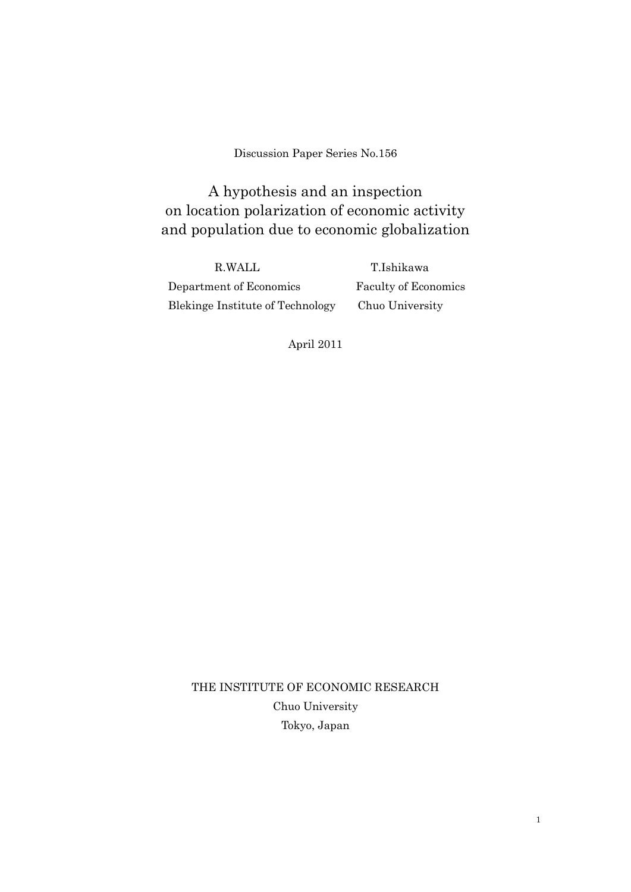Discussion Paper Series No.156

# A hypothesis and an inspection on location polarization of economic activity and population due to economic globalization

R.WALL
Department of Economics
Blekinge Institute of Technology

T.Ishikawa
Faculty of Economics
Chuo University

April 2011

THE INSTITUTE OF ECONOMIC RESEARCH
Chuo University
Tokyo, Japan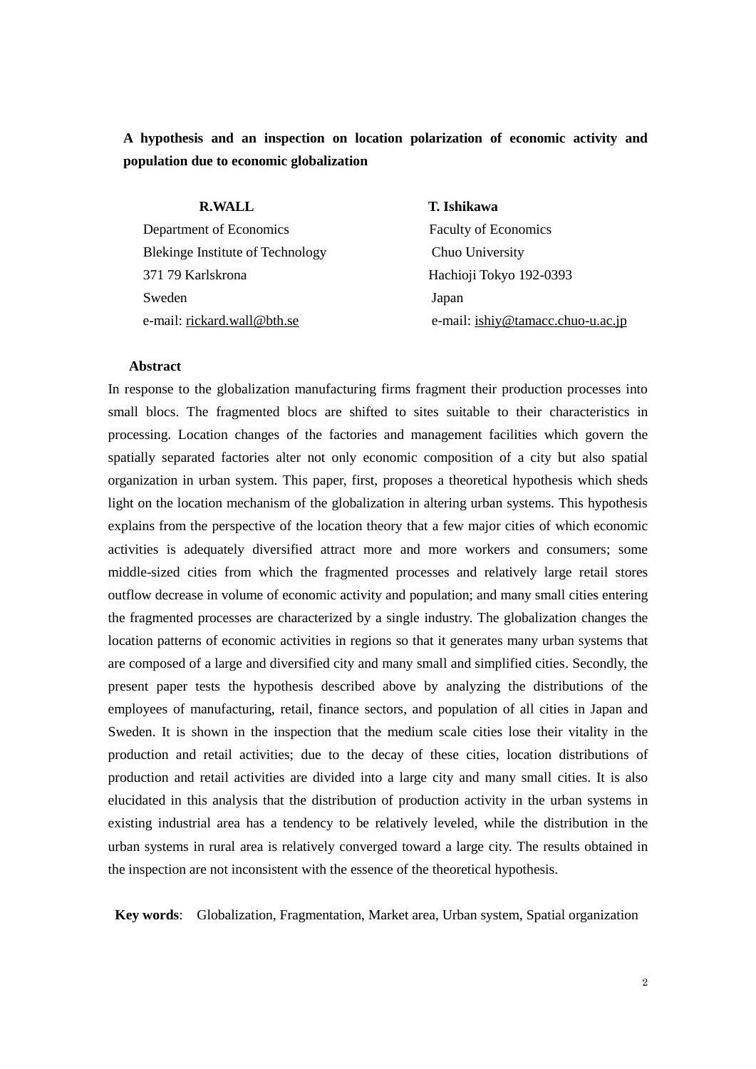**A hypothesis and an inspection on location polarization of economic activity and population due to economic globalization**

**R.WALL**
Department of Economics
Blekinge Institute of Technology
371 79 Karlskrona
Sweden
e-mail: rickard.wall@bth.se

**T. Ishikawa**
Faculty of Economics
Chuo University
Hachioji Tokyo 192-0393
Japan
e-mail: ishiy@tamacc.chuo-u.ac.jp

**Abstract**

In response to the globalization manufacturing firms fragment their production processes into small blocs. The fragmented blocs are shifted to sites suitable to their characteristics in processing. Location changes of the factories and management facilities which govern the spatially separated factories alter not only economic composition of a city but also spatial organization in urban system. This paper, first, proposes a theoretical hypothesis which sheds light on the location mechanism of the globalization in altering urban systems. This hypothesis explains from the perspective of the location theory that a few major cities of which economic activities is adequately diversified attract more and more workers and consumers; some middle-sized cities from which the fragmented processes and relatively large retail stores outflow decrease in volume of economic activity and population; and many small cities entering the fragmented processes are characterized by a single industry. The globalization changes the location patterns of economic activities in regions so that it generates many urban systems that are composed of a large and diversified city and many small and simplified cities. Secondly, the present paper tests the hypothesis described above by analyzing the distributions of the employees of manufacturing, retail, finance sectors, and population of all cities in Japan and Sweden. It is shown in the inspection that the medium scale cities lose their vitality in the production and retail activities; due to the decay of these cities, location distributions of production and retail activities are divided into a large city and many small cities. It is also elucidated in this analysis that the distribution of production activity in the urban systems in existing industrial area has a tendency to be relatively leveled, while the distribution in the urban systems in rural area is relatively converged toward a large city. The results obtained in the inspection are not inconsistent with the essence of the theoretical hypothesis.

**Key words**: Globalization, Fragmentation, Market area, Urban system, Spatial organization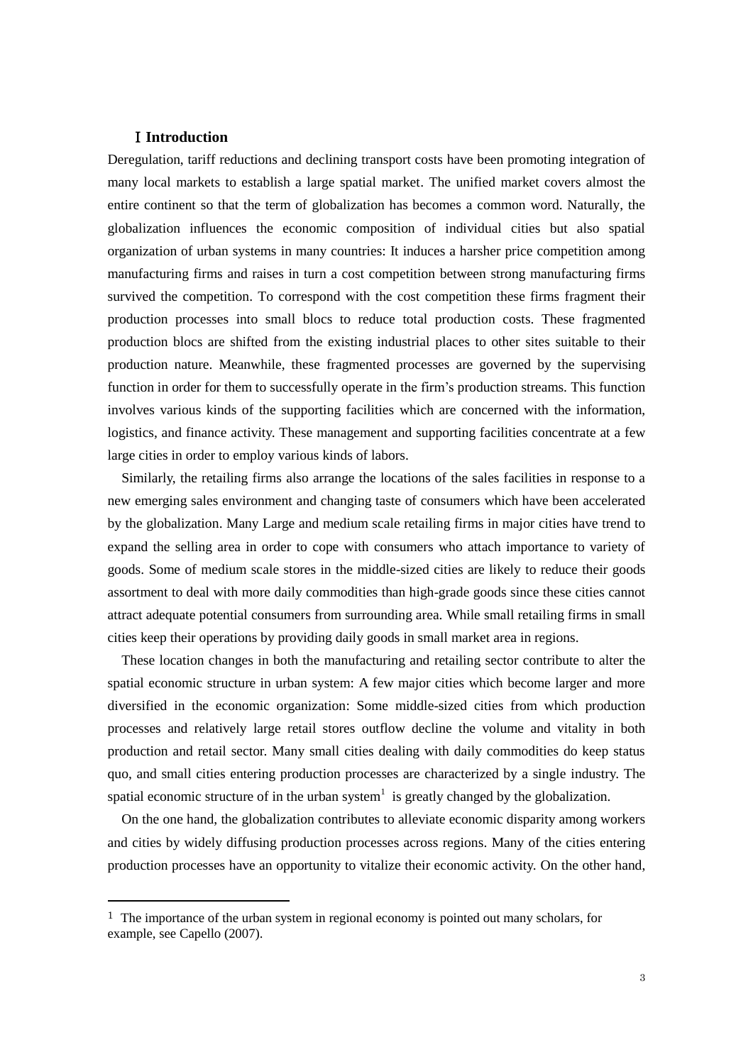# Ⅰ Introduction

Deregulation, tariff reductions and declining transport costs have been promoting integration of many local markets to establish a large spatial market. The unified market covers almost the entire continent so that the term of globalization has becomes a common word. Naturally, the globalization influences the economic composition of individual cities but also spatial organization of urban systems in many countries: It induces a harsher price competition among manufacturing firms and raises in turn a cost competition between strong manufacturing firms survived the competition. To correspond with the cost competition these firms fragment their production processes into small blocs to reduce total production costs. These fragmented production blocs are shifted from the existing industrial places to other sites suitable to their production nature. Meanwhile, these fragmented processes are governed by the supervising function in order for them to successfully operate in the firm's production streams. This function involves various kinds of the supporting facilities which are concerned with the information, logistics, and finance activity. These management and supporting facilities concentrate at a few large cities in order to employ various kinds of labors.

Similarly, the retailing firms also arrange the locations of the sales facilities in response to a new emerging sales environment and changing taste of consumers which have been accelerated by the globalization. Many Large and medium scale retailing firms in major cities have trend to expand the selling area in order to cope with consumers who attach importance to variety of goods. Some of medium scale stores in the middle-sized cities are likely to reduce their goods assortment to deal with more daily commodities than high-grade goods since these cities cannot attract adequate potential consumers from surrounding area. While small retailing firms in small cities keep their operations by providing daily goods in small market area in regions.

These location changes in both the manufacturing and retailing sector contribute to alter the spatial economic structure in urban system: A few major cities which become larger and more diversified in the economic organization: Some middle-sized cities from which production processes and relatively large retail stores outflow decline the volume and vitality in both production and retail sector. Many small cities dealing with daily commodities do keep status quo, and small cities entering production processes are characterized by a single industry. The spatial economic structure of in the urban system[1] is greatly changed by the globalization.

On the one hand, the globalization contributes to alleviate economic disparity among workers and cities by widely diffusing production processes across regions. Many of the cities entering production processes have an opportunity to vitalize their economic activity. On the other hand,

[1] The importance of the urban system in regional economy is pointed out many scholars, for example, see Capello (2007).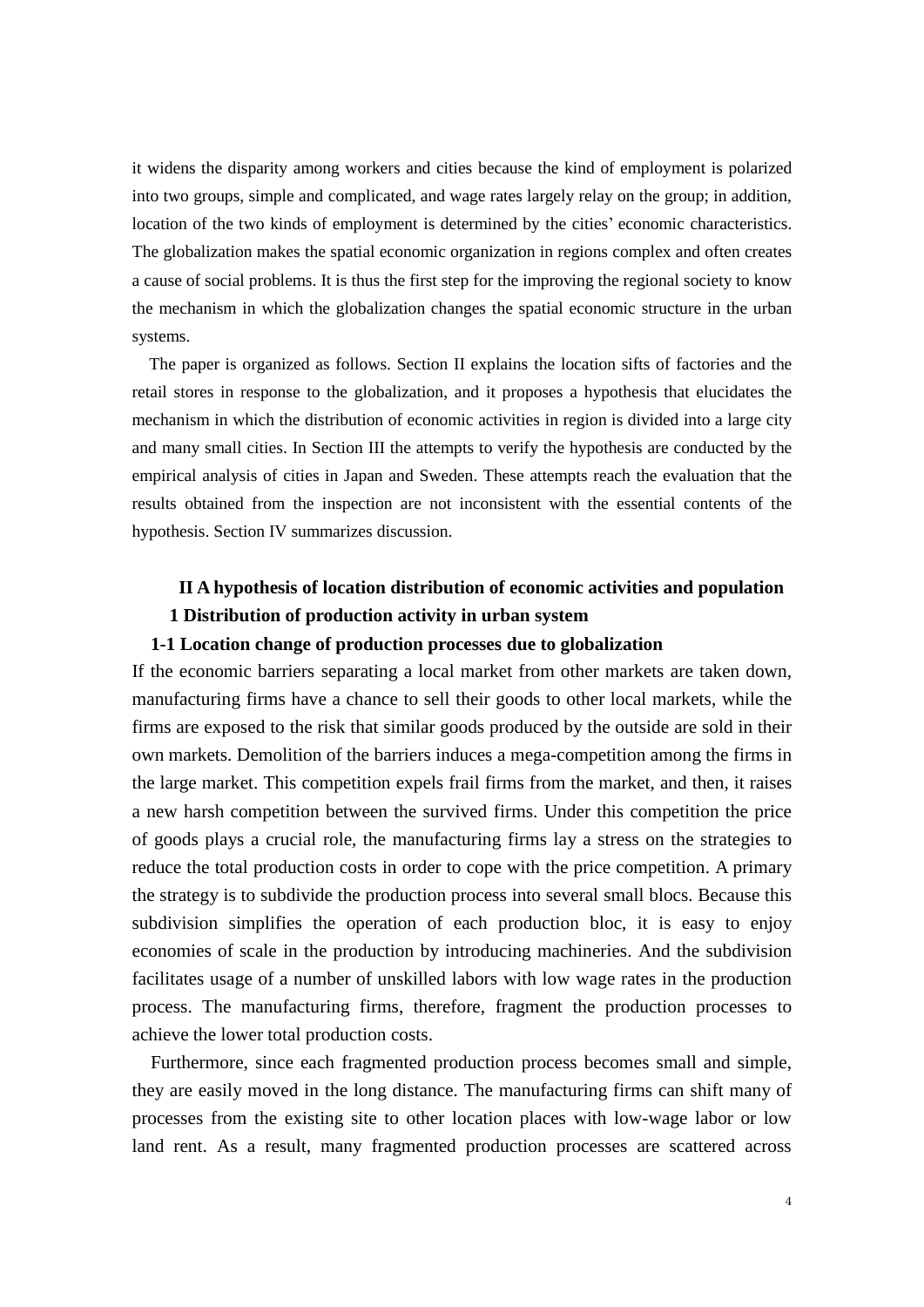it widens the disparity among workers and cities because the kind of employment is polarized into two groups, simple and complicated, and wage rates largely relay on the group; in addition, location of the two kinds of employment is determined by the cities' economic characteristics. The globalization makes the spatial economic organization in regions complex and often creates a cause of social problems. It is thus the first step for the improving the regional society to know the mechanism in which the globalization changes the spatial economic structure in the urban systems.

The paper is organized as follows. Section II explains the location sifts of factories and the retail stores in response to the globalization, and it proposes a hypothesis that elucidates the mechanism in which the distribution of economic activities in region is divided into a large city and many small cities. In Section III the attempts to verify the hypothesis are conducted by the empirical analysis of cities in Japan and Sweden. These attempts reach the evaluation that the results obtained from the inspection are not inconsistent with the essential contents of the hypothesis. Section IV summarizes discussion.

## II A hypothesis of location distribution of economic activities and population

### 1 Distribution of production activity in urban system

#### 1-1 Location change of production processes due to globalization

If the economic barriers separating a local market from other markets are taken down, manufacturing firms have a chance to sell their goods to other local markets, while the firms are exposed to the risk that similar goods produced by the outside are sold in their own markets. Demolition of the barriers induces a mega-competition among the firms in the large market. This competition expels frail firms from the market, and then, it raises a new harsh competition between the survived firms. Under this competition the price of goods plays a crucial role, the manufacturing firms lay a stress on the strategies to reduce the total production costs in order to cope with the price competition. A primary the strategy is to subdivide the production process into several small blocs. Because this subdivision simplifies the operation of each production bloc, it is easy to enjoy economies of scale in the production by introducing machineries. And the subdivision facilitates usage of a number of unskilled labors with low wage rates in the production process. The manufacturing firms, therefore, fragment the production processes to achieve the lower total production costs.

Furthermore, since each fragmented production process becomes small and simple, they are easily moved in the long distance. The manufacturing firms can shift many of processes from the existing site to other location places with low-wage labor or low land rent. As a result, many fragmented production processes are scattered across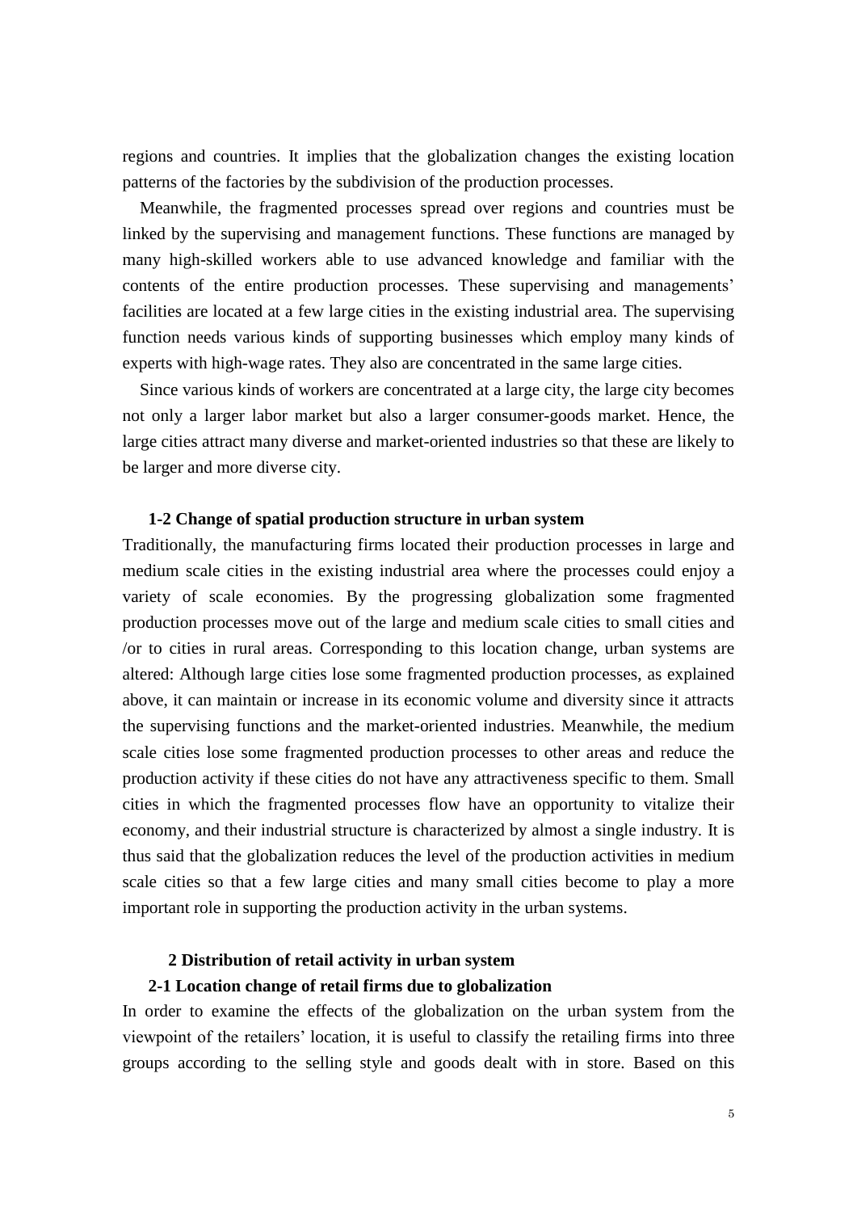regions and countries. It implies that the globalization changes the existing location patterns of the factories by the subdivision of the production processes.

Meanwhile, the fragmented processes spread over regions and countries must be linked by the supervising and management functions. These functions are managed by many high-skilled workers able to use advanced knowledge and familiar with the contents of the entire production processes. These supervising and managements' facilities are located at a few large cities in the existing industrial area. The supervising function needs various kinds of supporting businesses which employ many kinds of experts with high-wage rates. They also are concentrated in the same large cities.

Since various kinds of workers are concentrated at a large city, the large city becomes not only a larger labor market but also a larger consumer-goods market. Hence, the large cities attract many diverse and market-oriented industries so that these are likely to be larger and more diverse city.

### 1-2 Change of spatial production structure in urban system

Traditionally, the manufacturing firms located their production processes in large and medium scale cities in the existing industrial area where the processes could enjoy a variety of scale economies. By the progressing globalization some fragmented production processes move out of the large and medium scale cities to small cities and /or to cities in rural areas. Corresponding to this location change, urban systems are altered: Although large cities lose some fragmented production processes, as explained above, it can maintain or increase in its economic volume and diversity since it attracts the supervising functions and the market-oriented industries. Meanwhile, the medium scale cities lose some fragmented production processes to other areas and reduce the production activity if these cities do not have any attractiveness specific to them. Small cities in which the fragmented processes flow have an opportunity to vitalize their economy, and their industrial structure is characterized by almost a single industry. It is thus said that the globalization reduces the level of the production activities in medium scale cities so that a few large cities and many small cities become to play a more important role in supporting the production activity in the urban systems.

## 2 Distribution of retail activity in urban system

### 2-1 Location change of retail firms due to globalization

In order to examine the effects of the globalization on the urban system from the viewpoint of the retailers' location, it is useful to classify the retailing firms into three groups according to the selling style and goods dealt with in store. Based on this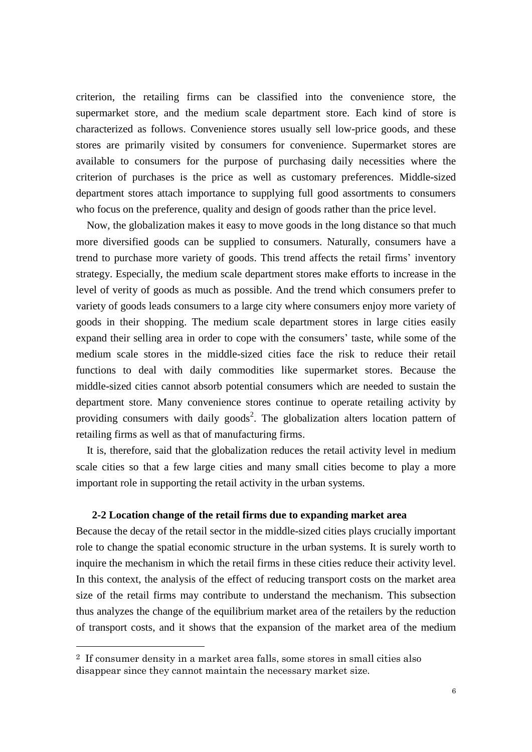criterion, the retailing firms can be classified into the convenience store, the supermarket store, and the medium scale department store. Each kind of store is characterized as follows. Convenience stores usually sell low-price goods, and these stores are primarily visited by consumers for convenience. Supermarket stores are available to consumers for the purpose of purchasing daily necessities where the criterion of purchases is the price as well as customary preferences. Middle-sized department stores attach importance to supplying full good assortments to consumers who focus on the preference, quality and design of goods rather than the price level.

Now, the globalization makes it easy to move goods in the long distance so that much more diversified goods can be supplied to consumers. Naturally, consumers have a trend to purchase more variety of goods. This trend affects the retail firms' inventory strategy. Especially, the medium scale department stores make efforts to increase in the level of verity of goods as much as possible. And the trend which consumers prefer to variety of goods leads consumers to a large city where consumers enjoy more variety of goods in their shopping. The medium scale department stores in large cities easily expand their selling area in order to cope with the consumers' taste, while some of the medium scale stores in the middle-sized cities face the risk to reduce their retail functions to deal with daily commodities like supermarket stores. Because the middle-sized cities cannot absorb potential consumers which are needed to sustain the department store. Many convenience stores continue to operate retailing activity by providing consumers with daily goods[2]. The globalization alters location pattern of retailing firms as well as that of manufacturing firms.

It is, therefore, said that the globalization reduces the retail activity level in medium scale cities so that a few large cities and many small cities become to play a more important role in supporting the retail activity in the urban systems.

### 2-2 Location change of the retail firms due to expanding market area

Because the decay of the retail sector in the middle-sized cities plays crucially important role to change the spatial economic structure in the urban systems. It is surely worth to inquire the mechanism in which the retail firms in these cities reduce their activity level. In this context, the analysis of the effect of reducing transport costs on the market area size of the retail firms may contribute to understand the mechanism. This subsection thus analyzes the change of the equilibrium market area of the retailers by the reduction of transport costs, and it shows that the expansion of the market area of the medium

---

[2] If consumer density in a market area falls, some stores in small cities also disappear since they cannot maintain the necessary market size.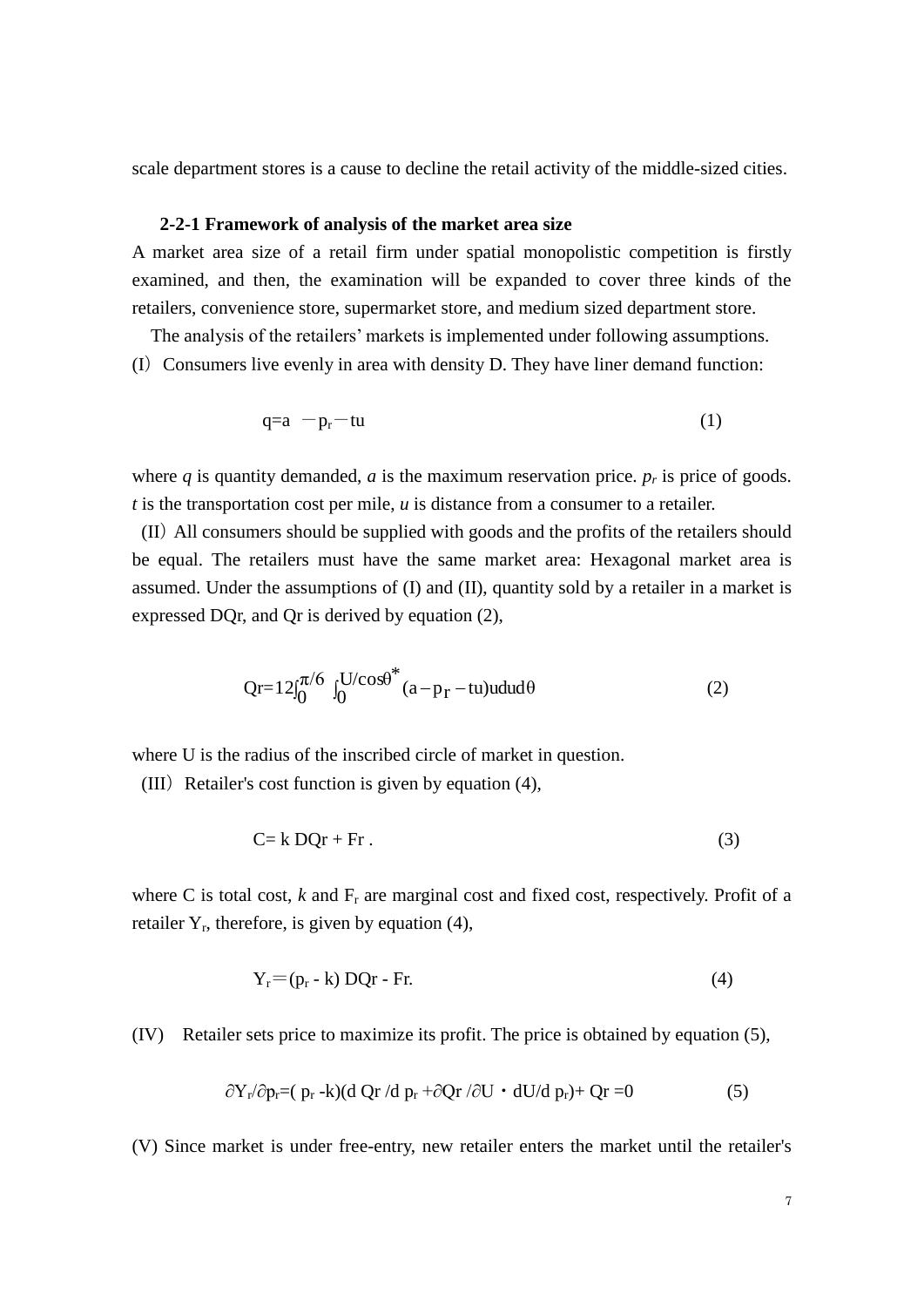scale department stores is a cause to decline the retail activity of the middle-sized cities.

**2-2-1 Framework of analysis of the market area size**

A market area size of a retail firm under spatial monopolistic competition is firstly examined, and then, the examination will be expanded to cover three kinds of the retailers, convenience store, supermarket store, and medium sized department store.

The analysis of the retailers' markets is implemented under following assumptions.

(I) Consumers live evenly in area with density D. They have liner demand function:

$$q=a - p_r - tu \qquad (1)$$

where *q* is quantity demanded, *a* is the maximum reservation price. $p_r$ is price of goods. *t* is the transportation cost per mile, *u* is distance from a consumer to a retailer.

(II) All consumers should be supplied with goods and the profits of the retailers should be equal. The retailers must have the same market area: Hexagonal market area is assumed. Under the assumptions of (I) and (II), quantity sold by a retailer in a market is expressed DQr, and Qr is derived by equation (2),

$$Qr=12\int_0^{\pi/6}\int_0^{U/\cos\theta^*}(a-p_r-tu)ududθ \qquad (2)$$

where U is the radius of the inscribed circle of market in question.

(III) Retailer's cost function is given by equation (4),

$$C= k\, DQr + Fr . \qquad (3)$$

where C is total cost, *k* and $F_r$ are marginal cost and fixed cost, respectively. Profit of a retailer $Y_r$, therefore, is given by equation (4),

$$Y_r=(p_r - k)\, DQr - Fr. \qquad (4)$$

(IV) Retailer sets price to maximize its profit. The price is obtained by equation (5),

$$\partial Y_r/\partial p_r=( p_r -k)(d\, Qr /d\, p_r +\partial Qr /\partial U \cdot dU/d\, p_r)+ Qr =0 \qquad (5)$$

(V) Since market is under free-entry, new retailer enters the market until the retailer's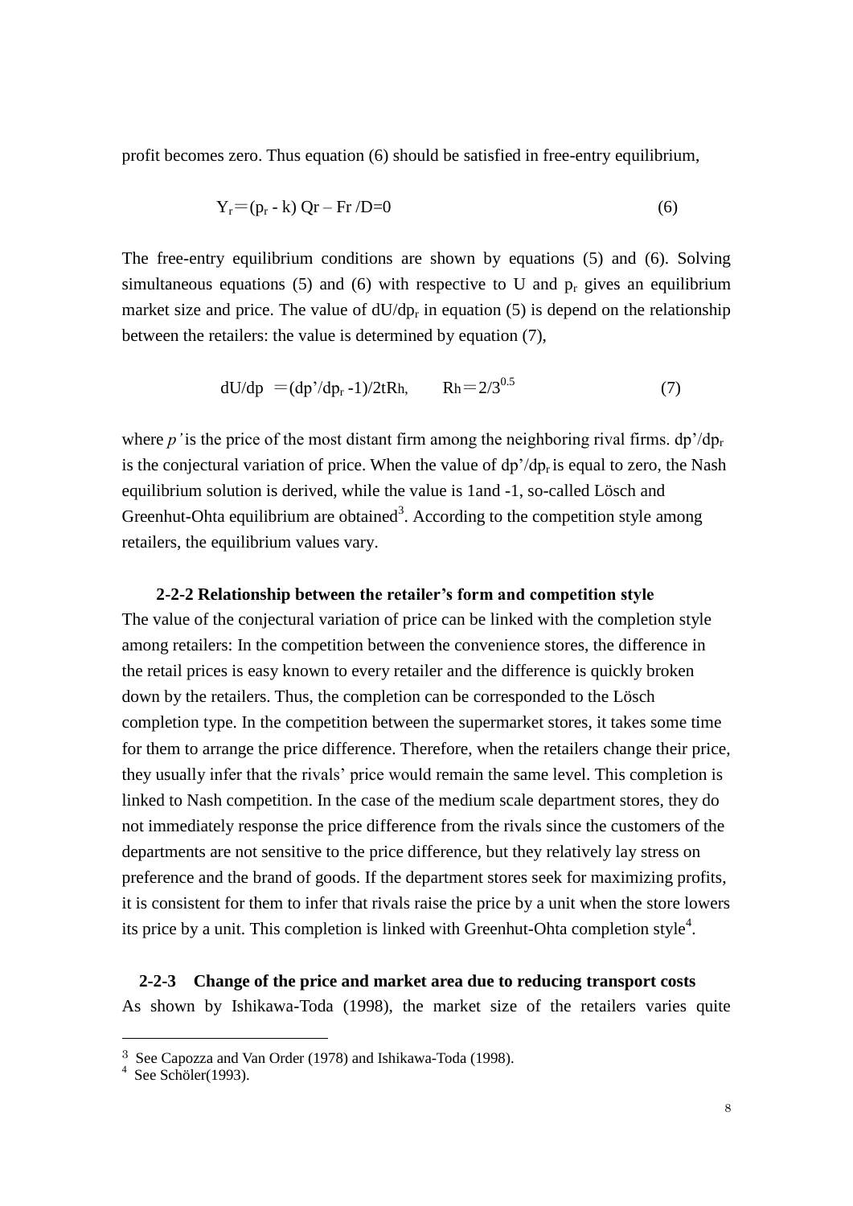profit becomes zero. Thus equation (6) should be satisfied in free-entry equilibrium,

$$Y_r = (p_r - k)\, Qr - Fr / D = 0 \qquad (6)$$

The free-entry equilibrium conditions are shown by equations (5) and (6). Solving simultaneous equations (5) and (6) with respective to U and $p_r$ gives an equilibrium market size and price. The value of $dU/dp_r$ in equation (5) is depend on the relationship between the retailers: the value is determined by equation (7),

$$dU/dp = (dp'/dp_r - 1)/2tRh, \qquad Rh = 2/3^{0.5} \qquad (7)$$

where *p'* is the price of the most distant firm among the neighboring rival firms. $dp'/dp_r$ is the conjectural variation of price. When the value of $dp'/dp_r$ is equal to zero, the Nash equilibrium solution is derived, while the value is 1and -1, so-called Lösch and Greenhut-Ohta equilibrium are obtained[3]. According to the competition style among retailers, the equilibrium values vary.

### 2-2-2 Relationship between the retailer's form and competition style

The value of the conjectural variation of price can be linked with the completion style among retailers: In the competition between the convenience stores, the difference in the retail prices is easy known to every retailer and the difference is quickly broken down by the retailers. Thus, the completion can be corresponded to the Lösch completion type. In the competition between the supermarket stores, it takes some time for them to arrange the price difference. Therefore, when the retailers change their price, they usually infer that the rivals' price would remain the same level. This completion is linked to Nash competition. In the case of the medium scale department stores, they do not immediately response the price difference from the rivals since the customers of the departments are not sensitive to the price difference, but they relatively lay stress on preference and the brand of goods. If the department stores seek for maximizing profits, it is consistent for them to infer that rivals raise the price by a unit when the store lowers its price by a unit. This completion is linked with Greenhut-Ohta completion style[4].

### 2-2-3 Change of the price and market area due to reducing transport costs

As shown by Ishikawa-Toda (1998), the market size of the retailers varies quite

---

[3] See Capozza and Van Order (1978) and Ishikawa-Toda (1998).

[4] See Schöler(1993).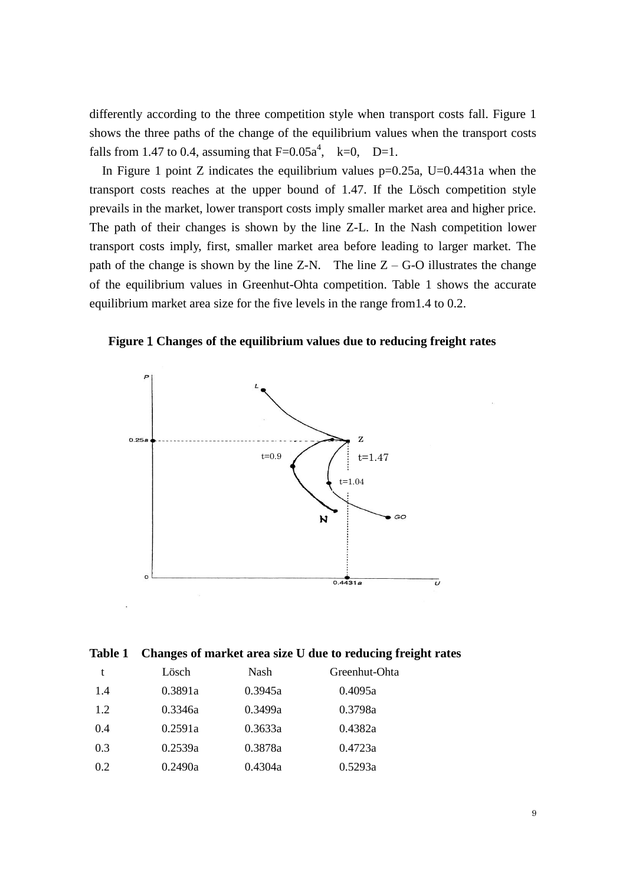differently according to the three competition style when transport costs fall. Figure 1 shows the three paths of the change of the equilibrium values when the transport costs falls from 1.47 to 0.4, assuming that $F=0.05a^4$, $k=0$, $D=1$.

In Figure 1 point Z indicates the equilibrium values $p=0.25a$, $U=0.4431a$ when the transport costs reaches at the upper bound of 1.47. If the Lösch competition style prevails in the market, lower transport costs imply smaller market area and higher price. The path of their changes is shown by the line Z-L. In the Nash competition lower transport costs imply, first, smaller market area before leading to larger market. The path of the change is shown by the line Z-N. The line Z – G-O illustrates the change of the equilibrium values in Greenhut-Ohta competition. Table 1 shows the accurate equilibrium market area size for the five levels in the range from1.4 to 0.2.

**Figure 1 Changes of the equilibrium values due to reducing freight rates**

**Table 1 Changes of market area size U due to reducing freight rates**

| t | Lösch | Nash | Greenhut-Ohta |
|---|---|---|---|
| 1.4 | 0.3891a | 0.3945a | 0.4095a |
| 1.2 | 0.3346a | 0.3499a | 0.3798a |
| 0.4 | 0.2591a | 0.3633a | 0.4382a |
| 0.3 | 0.2539a | 0.3878a | 0.4723a |
| 0.2 | 0.2490a | 0.4304a | 0.5293a |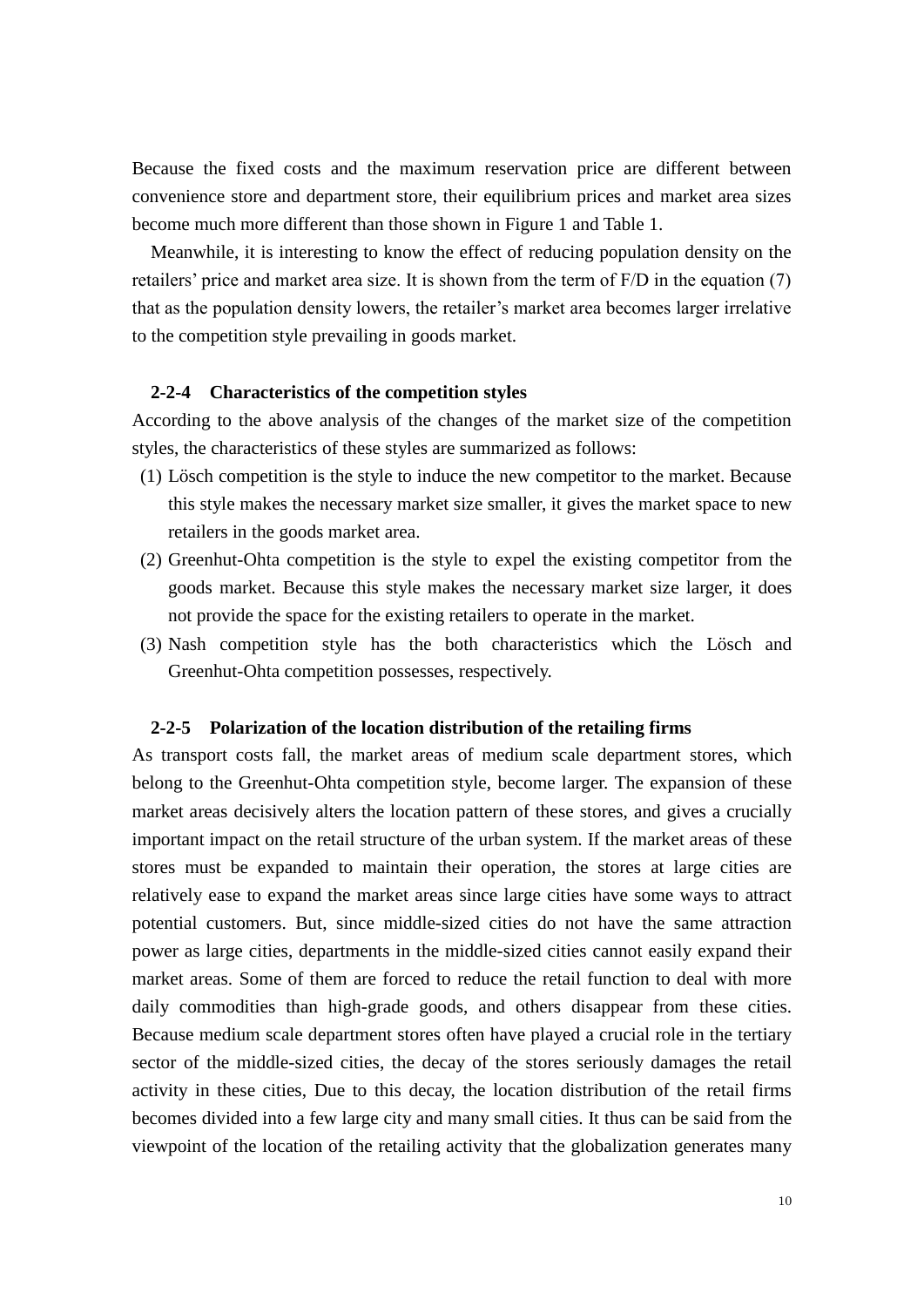Because the fixed costs and the maximum reservation price are different between convenience store and department store, their equilibrium prices and market area sizes become much more different than those shown in Figure 1 and Table 1.

Meanwhile, it is interesting to know the effect of reducing population density on the retailers' price and market area size. It is shown from the term of F/D in the equation (7) that as the population density lowers, the retailer's market area becomes larger irrelative to the competition style prevailing in goods market.

### 2-2-4 Characteristics of the competition styles

According to the above analysis of the changes of the market size of the competition styles, the characteristics of these styles are summarized as follows:

1. Lösch competition is the style to induce the new competitor to the market. Because this style makes the necessary market size smaller, it gives the market space to new retailers in the goods market area.
2. Greenhut-Ohta competition is the style to expel the existing competitor from the goods market. Because this style makes the necessary market size larger, it does not provide the space for the existing retailers to operate in the market.
3. Nash competition style has the both characteristics which the Lösch and Greenhut-Ohta competition possesses, respectively.

### 2-2-5 Polarization of the location distribution of the retailing firms

As transport costs fall, the market areas of medium scale department stores, which belong to the Greenhut-Ohta competition style, become larger. The expansion of these market areas decisively alters the location pattern of these stores, and gives a crucially important impact on the retail structure of the urban system. If the market areas of these stores must be expanded to maintain their operation, the stores at large cities are relatively ease to expand the market areas since large cities have some ways to attract potential customers. But, since middle-sized cities do not have the same attraction power as large cities, departments in the middle-sized cities cannot easily expand their market areas. Some of them are forced to reduce the retail function to deal with more daily commodities than high-grade goods, and others disappear from these cities. Because medium scale department stores often have played a crucial role in the tertiary sector of the middle-sized cities, the decay of the stores seriously damages the retail activity in these cities, Due to this decay, the location distribution of the retail firms becomes divided into a few large city and many small cities. It thus can be said from the viewpoint of the location of the retailing activity that the globalization generates many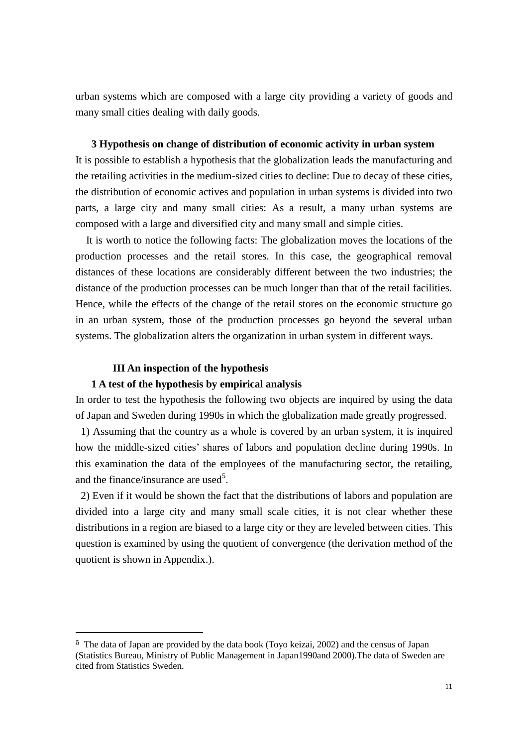urban systems which are composed with a large city providing a variety of goods and many small cities dealing with daily goods.

### 3 Hypothesis on change of distribution of economic activity in urban system

It is possible to establish a hypothesis that the globalization leads the manufacturing and the retailing activities in the medium-sized cities to decline: Due to decay of these cities, the distribution of economic actives and population in urban systems is divided into two parts, a large city and many small cities: As a result, a many urban systems are composed with a large and diversified city and many small and simple cities.

It is worth to notice the following facts: The globalization moves the locations of the production processes and the retail stores. In this case, the geographical removal distances of these locations are considerably different between the two industries; the distance of the production processes can be much longer than that of the retail facilities. Hence, while the effects of the change of the retail stores on the economic structure go in an urban system, those of the production processes go beyond the several urban systems. The globalization alters the organization in urban system in different ways.

## III An inspection of the hypothesis

### 1 A test of the hypothesis by empirical analysis

In order to test the hypothesis the following two objects are inquired by using the data of Japan and Sweden during 1990s in which the globalization made greatly progressed.

1) Assuming that the country as a whole is covered by an urban system, it is inquired how the middle-sized cities' shares of labors and population decline during 1990s. In this examination the data of the employees of the manufacturing sector, the retailing, and the finance/insurance are used[5].

2) Even if it would be shown the fact that the distributions of labors and population are divided into a large city and many small scale cities, it is not clear whether these distributions in a region are biased to a large city or they are leveled between cities. This question is examined by using the quotient of convergence (the derivation method of the quotient is shown in Appendix.).

---

[5] The data of Japan are provided by the data book (Toyo keizai, 2002) and the census of Japan (Statistics Bureau, Ministry of Public Management in Japan1990and 2000).The data of Sweden are cited from Statistics Sweden.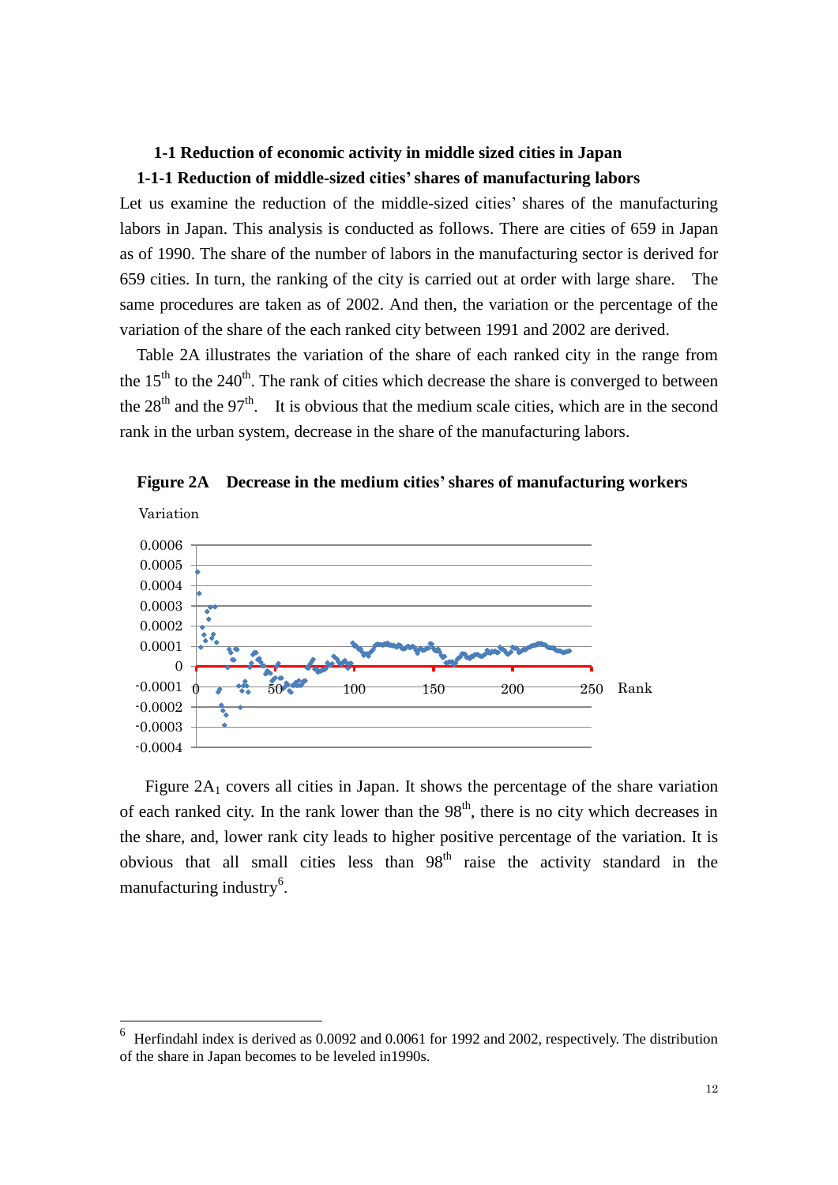### 1-1 Reduction of economic activity in middle sized cities in Japan

#### 1-1-1 Reduction of middle-sized cities' shares of manufacturing labors

Let us examine the reduction of the middle-sized cities' shares of the manufacturing labors in Japan. This analysis is conducted as follows. There are cities of 659 in Japan as of 1990. The share of the number of labors in the manufacturing sector is derived for 659 cities. In turn, the ranking of the city is carried out at order with large share. The same procedures are taken as of 2002. And then, the variation or the percentage of the variation of the share of the each ranked city between 1991 and 2002 are derived.

Table 2A illustrates the variation of the share of each ranked city in the range from the 15th to the 240th. The rank of cities which decrease the share is converged to between the 28th and the 97th. It is obvious that the medium scale cities, which are in the second rank in the urban system, decrease in the share of the manufacturing labors.

**Figure 2A Decrease in the medium cities' shares of manufacturing workers**

Figure 2A$_1$ covers all cities in Japan. It shows the percentage of the share variation of each ranked city. In the rank lower than the 98th, there is no city which decreases in the share, and, lower rank city leads to higher positive percentage of the variation. It is obvious that all small cities less than 98th raise the activity standard in the manufacturing industry[6].

---

[6] Herfindahl index is derived as 0.0092 and 0.0061 for 1992 and 2002, respectively. The distribution of the share in Japan becomes to be leveled in1990s.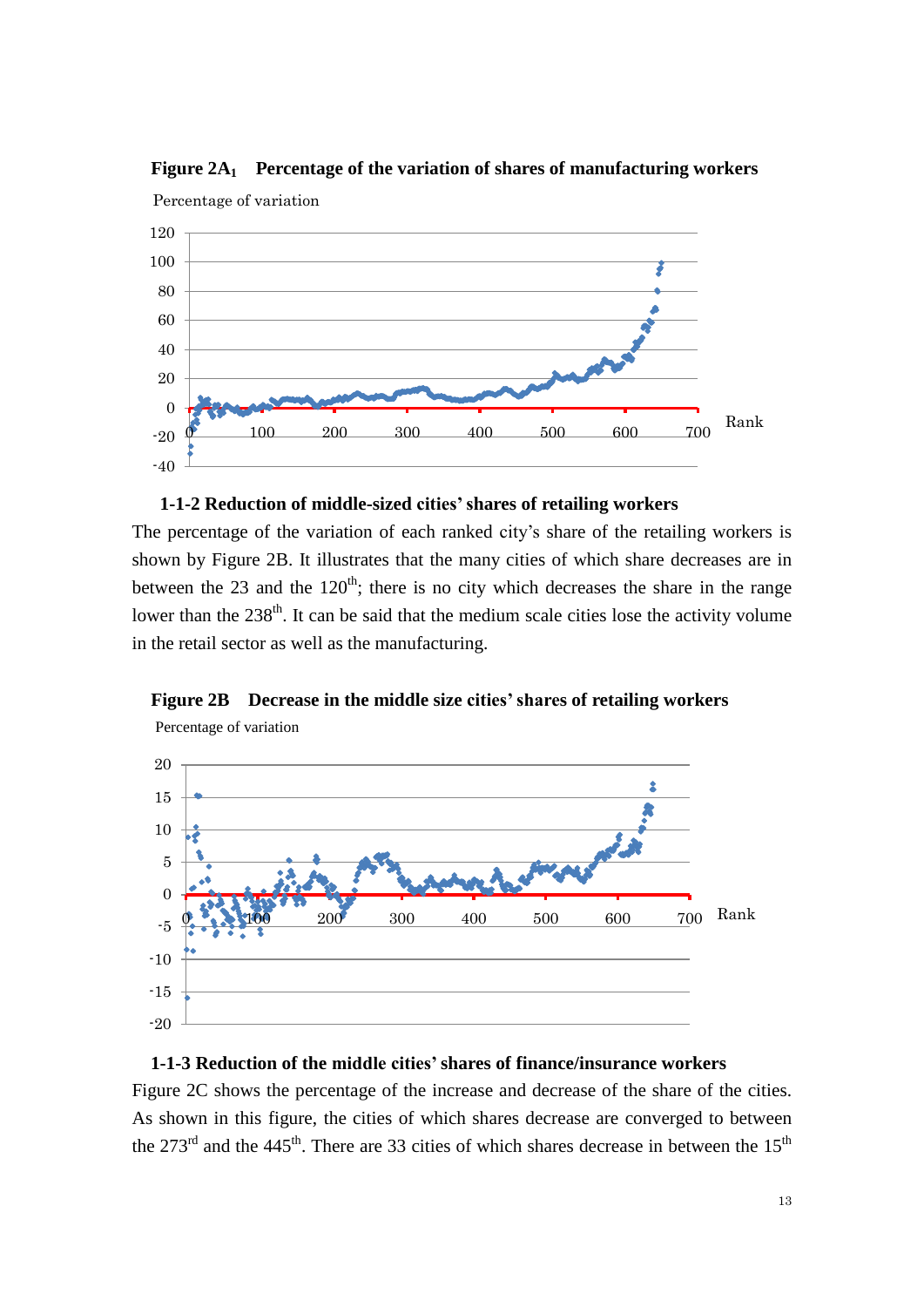**Figure 2A$_1$ Percentage of the variation of shares of manufacturing workers**

### 1-1-2 Reduction of middle-sized cities' shares of retailing workers

The percentage of the variation of each ranked city's share of the retailing workers is shown by Figure 2B. It illustrates that the many cities of which share decreases are in between the 23 and the 120th; there is no city which decreases the share in the range lower than the 238th. It can be said that the medium scale cities lose the activity volume in the retail sector as well as the manufacturing.

**Figure 2B Decrease in the middle size cities' shares of retailing workers**

### 1-1-3 Reduction of the middle cities' shares of finance/insurance workers

Figure 2C shows the percentage of the increase and decrease of the share of the cities. As shown in this figure, the cities of which shares decrease are converged to between the 273rd and the 445th. There are 33 cities of which shares decrease in between the 15th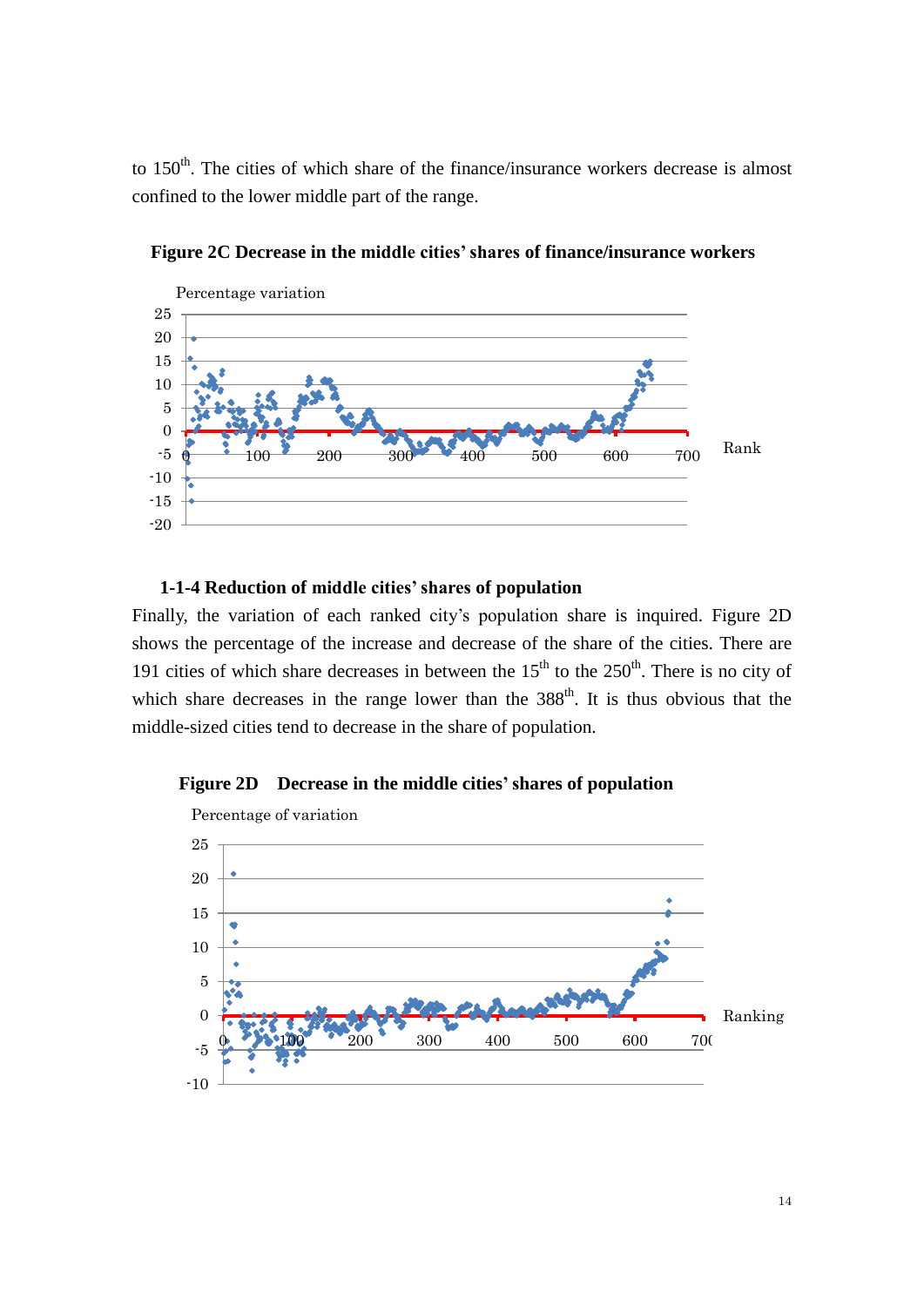to 150th. The cities of which share of the finance/insurance workers decrease is almost confined to the lower middle part of the range.

**Figure 2C Decrease in the middle cities' shares of finance/insurance workers**

#### 1-1-4 Reduction of middle cities' shares of population

Finally, the variation of each ranked city's population share is inquired. Figure 2D shows the percentage of the increase and decrease of the share of the cities. There are 191 cities of which share decreases in between the 15th to the 250th. There is no city of which share decreases in the range lower than the 388th. It is thus obvious that the middle-sized cities tend to decrease in the share of population.

**Figure 2D Decrease in the middle cities' shares of population**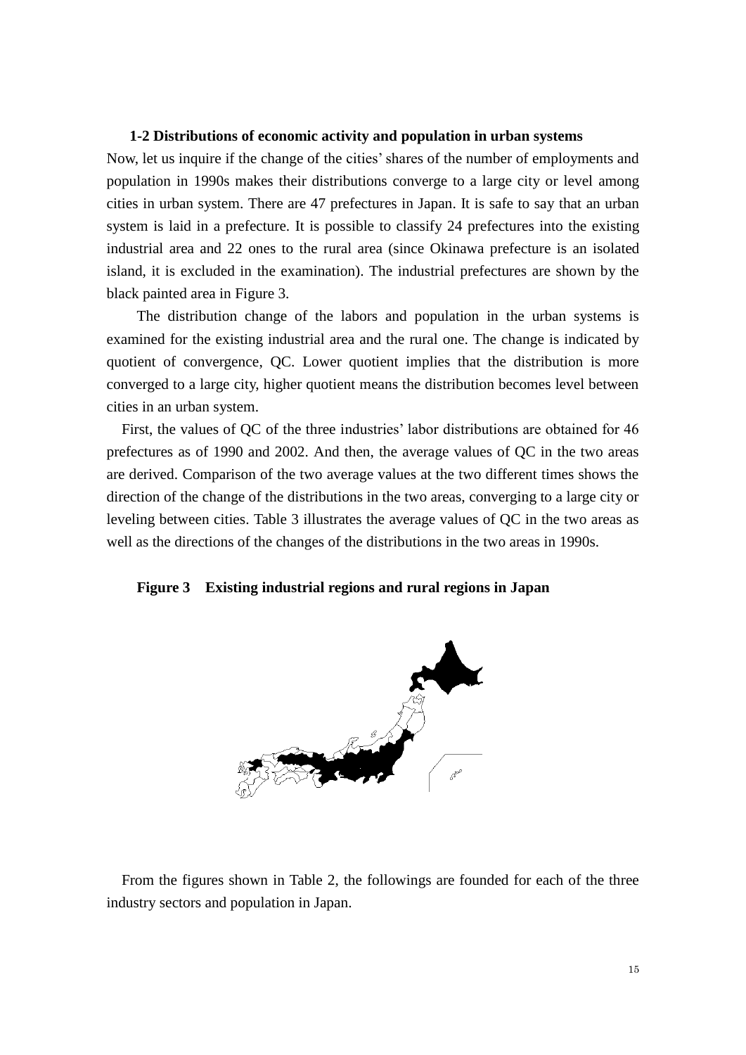### 1-2 Distributions of economic activity and population in urban systems

Now, let us inquire if the change of the cities' shares of the number of employments and population in 1990s makes their distributions converge to a large city or level among cities in urban system. There are 47 prefectures in Japan. It is safe to say that an urban system is laid in a prefecture. It is possible to classify 24 prefectures into the existing industrial area and 22 ones to the rural area (since Okinawa prefecture is an isolated island, it is excluded in the examination). The industrial prefectures are shown by the black painted area in Figure 3.

The distribution change of the labors and population in the urban systems is examined for the existing industrial area and the rural one. The change is indicated by quotient of convergence, QC. Lower quotient implies that the distribution is more converged to a large city, higher quotient means the distribution becomes level between cities in an urban system.

First, the values of QC of the three industries' labor distributions are obtained for 46 prefectures as of 1990 and 2002. And then, the average values of QC in the two areas are derived. Comparison of the two average values at the two different times shows the direction of the change of the distributions in the two areas, converging to a large city or leveling between cities. Table 3 illustrates the average values of QC in the two areas as well as the directions of the changes of the distributions in the two areas in 1990s.

**Figure 3　Existing industrial regions and rural regions in Japan**

From the figures shown in Table 2, the followings are founded for each of the three industry sectors and population in Japan.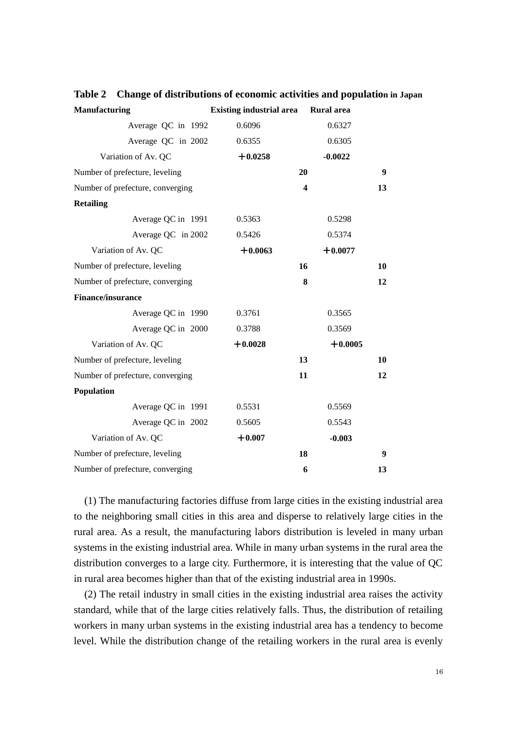**Table 2　Change of distributions of economic activities and population in Japan**

| | Existing industrial area | Rural area |
|---|---|---|
| **Manufacturing** | | |
| Average QC in 1992 | 0.6096 | 0.6327 |
| Average QC in 2002 | 0.6355 | 0.6305 |
| Variation of Av. QC | **+0.0258** | **-0.0022** |
| Number of prefecture, leveling | **20** | **9** |
| Number of prefecture, converging | **4** | **13** |
| **Retailing** | | |
| Average QC in 1991 | 0.5363 | 0.5298 |
| Average QC in 2002 | 0.5426 | 0.5374 |
| Variation of Av. QC | **+0.0063** | **+0.0077** |
| Number of prefecture, leveling | **16** | **10** |
| Number of prefecture, converging | **8** | **12** |
| **Finance/insurance** | | |
| Average QC in 1990 | 0.3761 | 0.3565 |
| Average QC in 2000 | 0.3788 | 0.3569 |
| Variation of Av. QC | **+0.0028** | **+0.0005** |
| Number of prefecture, leveling | **13** | **10** |
| Number of prefecture, converging | **11** | **12** |
| **Population** | | |
| Average QC in 1991 | 0.5531 | 0.5569 |
| Average QC in 2002 | 0.5605 | 0.5543 |
| Variation of Av. QC | **+0.007** | **-0.003** |
| Number of prefecture, leveling | **18** | **9** |
| Number of prefecture, converging | **6** | **13** |

(1) The manufacturing factories diffuse from large cities in the existing industrial area to the neighboring small cities in this area and disperse to relatively large cities in the rural area. As a result, the manufacturing labors distribution is leveled in many urban systems in the existing industrial area. While in many urban systems in the rural area the distribution converges to a large city. Furthermore, it is interesting that the value of QC in rural area becomes higher than that of the existing industrial area in 1990s.

(2) The retail industry in small cities in the existing industrial area raises the activity standard, while that of the large cities relatively falls. Thus, the distribution of retailing workers in many urban systems in the existing industrial area has a tendency to become level. While the distribution change of the retailing workers in the rural area is evenly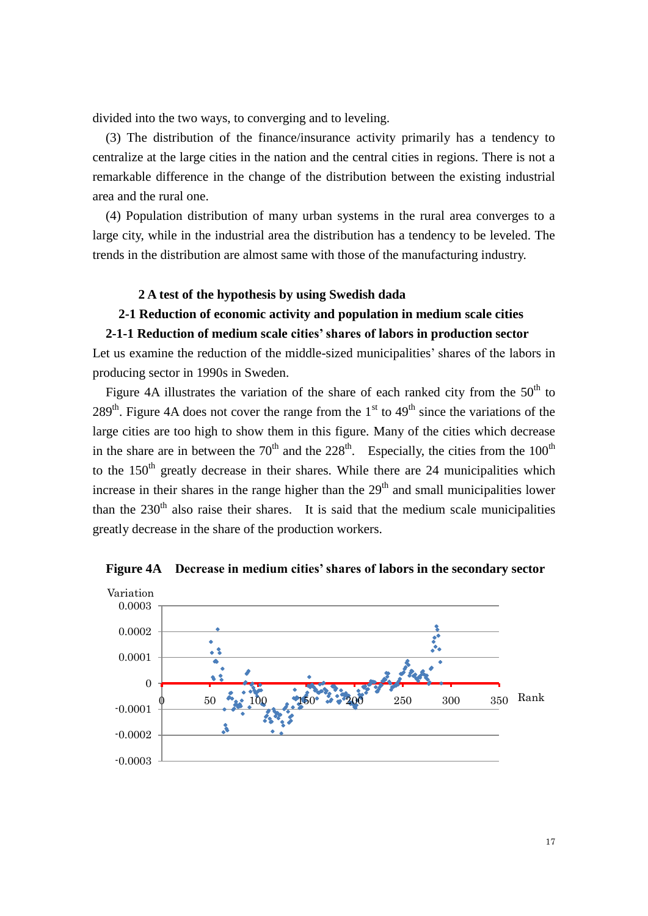divided into the two ways, to converging and to leveling.

(3) The distribution of the finance/insurance activity primarily has a tendency to centralize at the large cities in the nation and the central cities in regions. There is not a remarkable difference in the change of the distribution between the existing industrial area and the rural one.

(4) Population distribution of many urban systems in the rural area converges to a large city, while in the industrial area the distribution has a tendency to be leveled. The trends in the distribution are almost same with those of the manufacturing industry.

## 2 A test of the hypothesis by using Swedish dada

### 2-1 Reduction of economic activity and population in medium scale cities

#### 2-1-1 Reduction of medium scale cities' shares of labors in production sector

Let us examine the reduction of the middle-sized municipalities' shares of the labors in producing sector in 1990s in Sweden.

Figure 4A illustrates the variation of the share of each ranked city from the 50th to 289th. Figure 4A does not cover the range from the 1st to 49th since the variations of the large cities are too high to show them in this figure. Many of the cities which decrease in the share are in between the 70th and the 228th. Especially, the cities from the 100th to the 150th greatly decrease in their shares. While there are 24 municipalities which increase in their shares in the range higher than the 29th and small municipalities lower than the 230th also raise their shares. It is said that the medium scale municipalities greatly decrease in the share of the production workers.

**Figure 4A Decrease in medium cities' shares of labors in the secondary sector**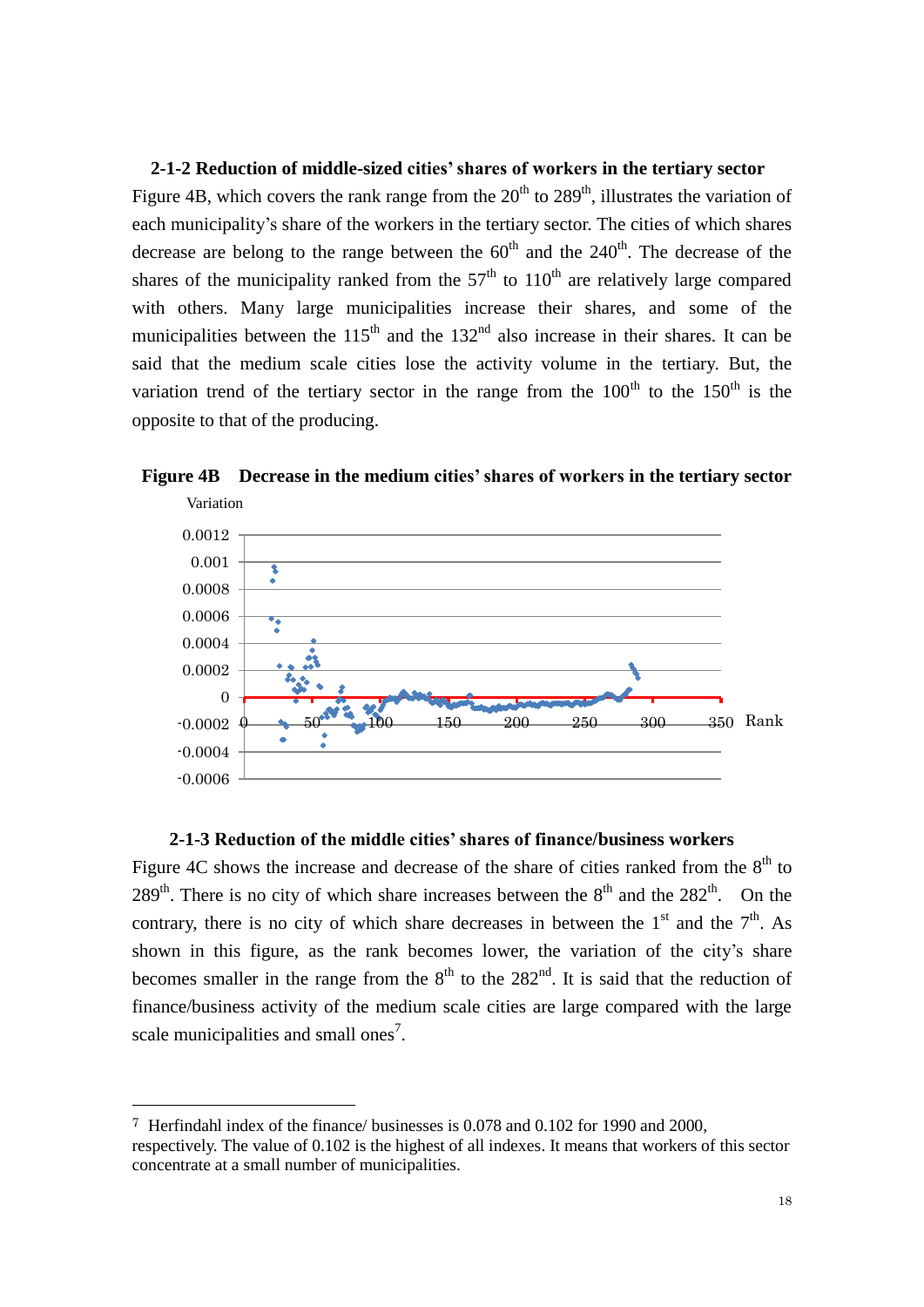### 2-1-2 Reduction of middle-sized cities' shares of workers in the tertiary sector

Figure 4B, which covers the rank range from the 20th to 289th, illustrates the variation of each municipality's share of the workers in the tertiary sector. The cities of which shares decrease are belong to the range between the 60th and the 240th. The decrease of the shares of the municipality ranked from the 57th to 110th are relatively large compared with others. Many large municipalities increase their shares, and some of the municipalities between the 115th and the 132nd also increase in their shares. It can be said that the medium scale cities lose the activity volume in the tertiary. But, the variation trend of the tertiary sector in the range from the 100th to the 150th is the opposite to that of the producing.

**Figure 4B Decrease in the medium cities' shares of workers in the tertiary sector**

### 2-1-3 Reduction of the middle cities' shares of finance/business workers

Figure 4C shows the increase and decrease of the share of cities ranked from the 8th to 289th. There is no city of which share increases between the 8th and the 282th. On the contrary, there is no city of which share decreases in between the 1st and the 7th. As shown in this figure, as the rank becomes lower, the variation of the city's share becomes smaller in the range from the 8th to the 282nd. It is said that the reduction of finance/business activity of the medium scale cities are large compared with the large scale municipalities and small ones[7].

---

[7] Herfindahl index of the finance/ businesses is 0.078 and 0.102 for 1990 and 2000, respectively. The value of 0.102 is the highest of all indexes. It means that workers of this sector concentrate at a small number of municipalities.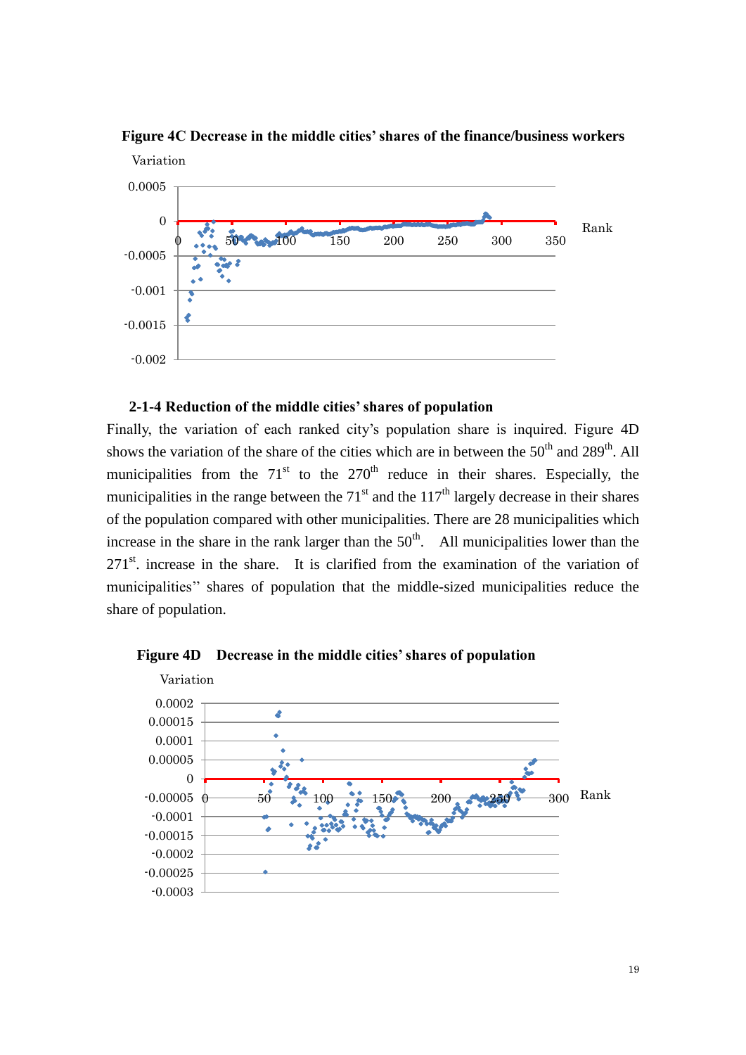**Figure 4C Decrease in the middle cities' shares of the finance/business workers**

### 2-1-4 Reduction of the middle cities' shares of population

Finally, the variation of each ranked city's population share is inquired. Figure 4D shows the variation of the share of the cities which are in between the 50th and 289th. All municipalities from the 71st to the 270th reduce in their shares. Especially, the municipalities in the range between the 71st and the 117th largely decrease in their shares of the population compared with other municipalities. There are 28 municipalities which increase in the share in the rank larger than the 50th. All municipalities lower than the 271st. increase in the share. It is clarified from the examination of the variation of municipalities'' shares of population that the middle-sized municipalities reduce the share of population.

**Figure 4D Decrease in the middle cities' shares of population**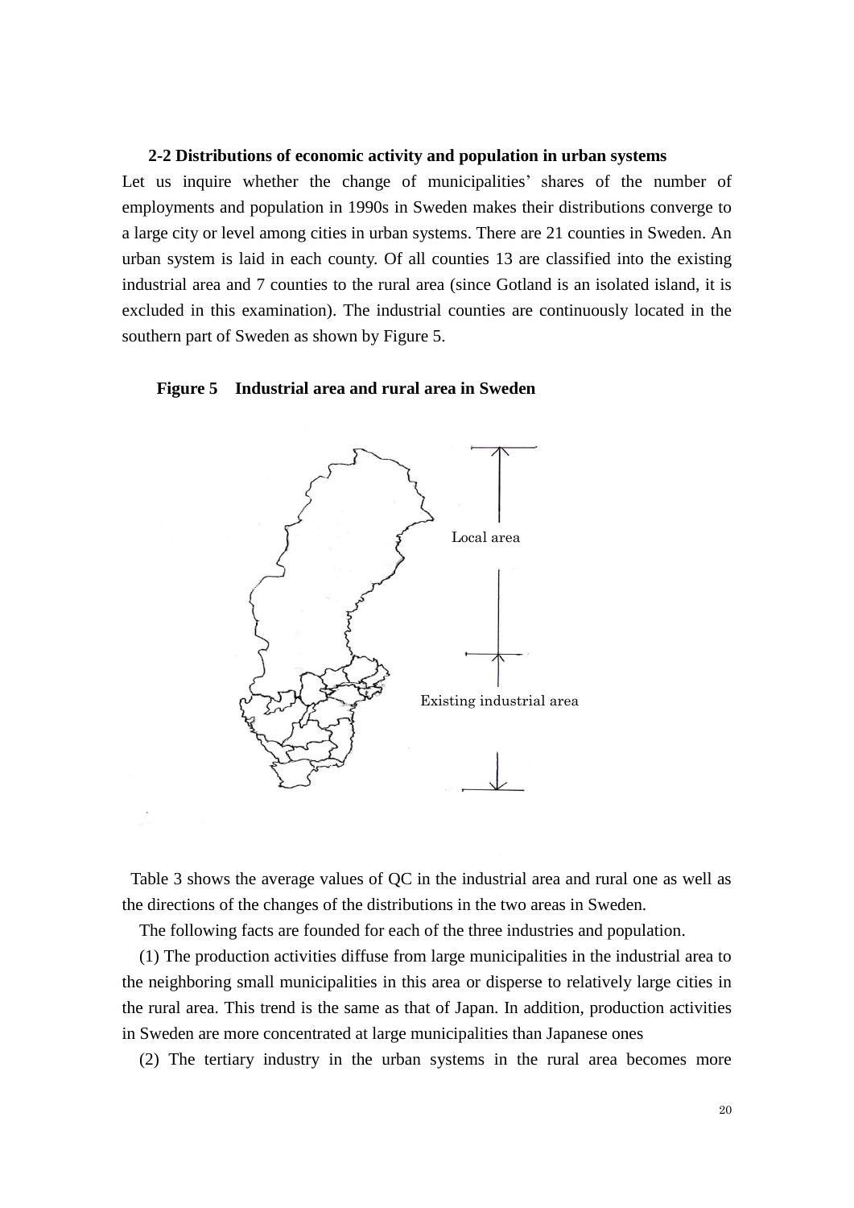### 2-2 Distributions of economic activity and population in urban systems

Let us inquire whether the change of municipalities' shares of the number of employments and population in 1990s in Sweden makes their distributions converge to a large city or level among cities in urban systems. There are 21 counties in Sweden. An urban system is laid in each county. Of all counties 13 are classified into the existing industrial area and 7 counties to the rural area (since Gotland is an isolated island, it is excluded in this examination). The industrial counties are continuously located in the southern part of Sweden as shown by Figure 5.

**Figure 5　Industrial area and rural area in Sweden**

Local area

Existing industrial area

Table 3 shows the average values of QC in the industrial area and rural one as well as the directions of the changes of the distributions in the two areas in Sweden.

The following facts are founded for each of the three industries and population.

(1) The production activities diffuse from large municipalities in the industrial area to the neighboring small municipalities in this area or disperse to relatively large cities in the rural area. This trend is the same as that of Japan. In addition, production activities in Sweden are more concentrated at large municipalities than Japanese ones

(2) The tertiary industry in the urban systems in the rural area becomes more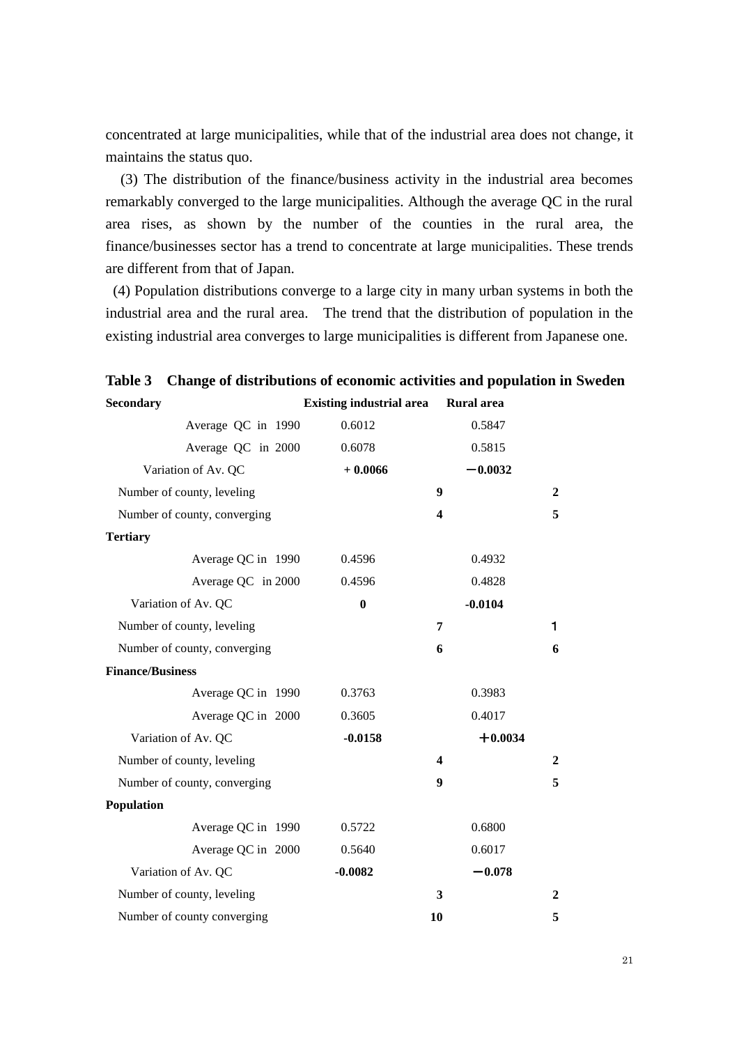concentrated at large municipalities, while that of the industrial area does not change, it maintains the status quo.

(3) The distribution of the finance/business activity in the industrial area becomes remarkably converged to the large municipalities. Although the average QC in the rural area rises, as shown by the number of the counties in the rural area, the finance/businesses sector has a trend to concentrate at large municipalities. These trends are different from that of Japan.

(4) Population distributions converge to a large city in many urban systems in both the industrial area and the rural area. The trend that the distribution of population in the existing industrial area converges to large municipalities is different from Japanese one.

**Table 3 Change of distributions of economic activities and population in Sweden**

| | Existing industrial area | Rural area |
|---|---|---|
| **Secondary** | | |
| Average QC in 1990 | 0.6012 | 0.5847 |
| Average QC in 2000 | 0.6078 | 0.5815 |
| Variation of Av. QC | **+ 0.0066** | **−0.0032** |
| Number of county, leveling | **9** | **2** |
| Number of county, converging | **4** | **5** |
| **Tertiary** | | |
| Average QC in 1990 | 0.4596 | 0.4932 |
| Average QC in 2000 | 0.4596 | 0.4828 |
| Variation of Av. QC | **0** | **-0.0104** |
| Number of county, leveling | **7** | **1** |
| Number of county, converging | **6** | **6** |
| **Finance/Business** | | |
| Average QC in 1990 | 0.3763 | 0.3983 |
| Average QC in 2000 | 0.3605 | 0.4017 |
| Variation of Av. QC | **-0.0158** | **+0.0034** |
| Number of county, leveling | **4** | **2** |
| Number of county, converging | **9** | **5** |
| **Population** | | |
| Average QC in 1990 | 0.5722 | 0.6800 |
| Average QC in 2000 | 0.5640 | 0.6017 |
| Variation of Av. QC | **-0.0082** | **−0.078** |
| Number of county, leveling | **3** | **2** |
| Number of county converging | **10** | **5** |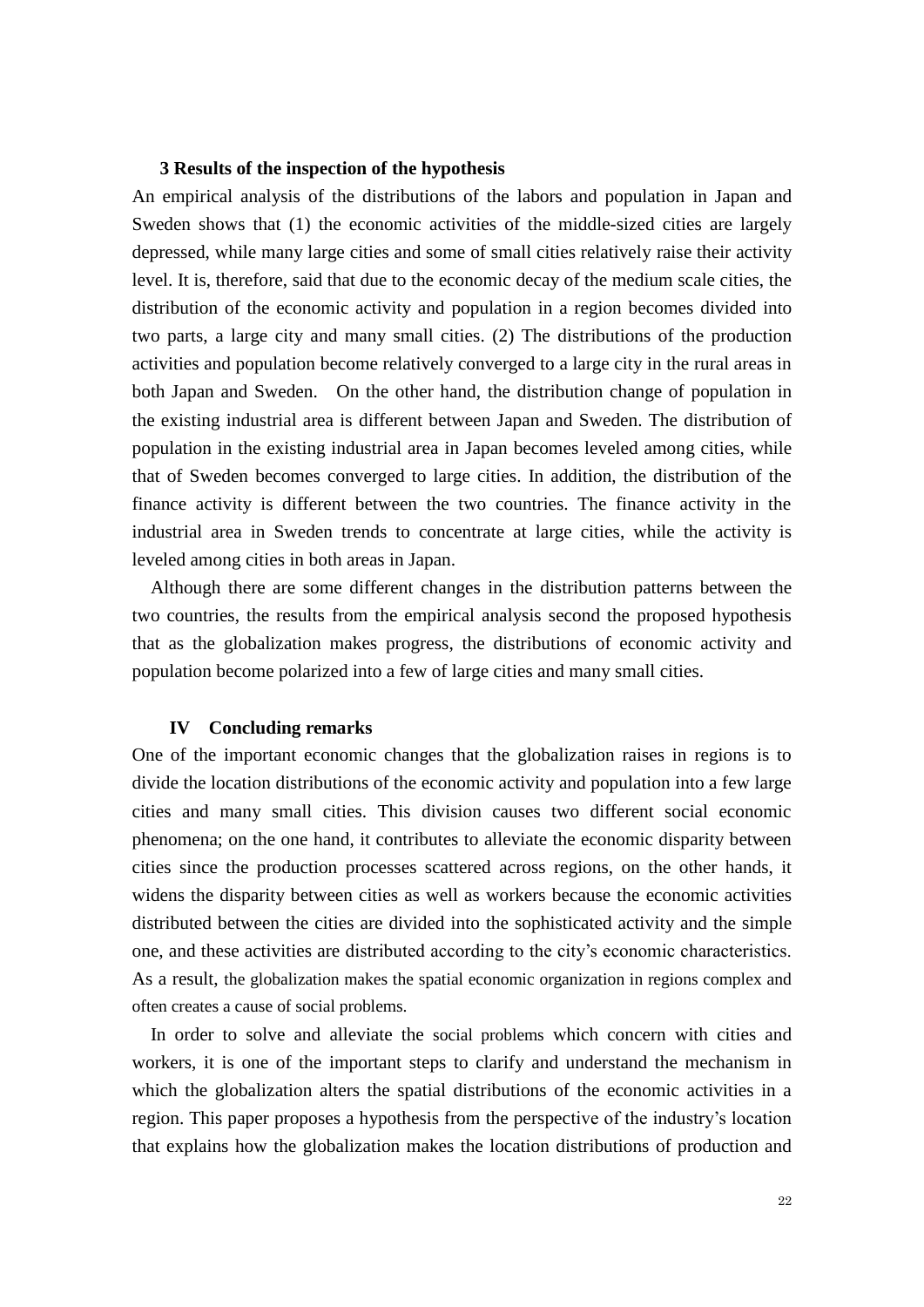### 3 Results of the inspection of the hypothesis

An empirical analysis of the distributions of the labors and population in Japan and Sweden shows that (1) the economic activities of the middle-sized cities are largely depressed, while many large cities and some of small cities relatively raise their activity level. It is, therefore, said that due to the economic decay of the medium scale cities, the distribution of the economic activity and population in a region becomes divided into two parts, a large city and many small cities. (2) The distributions of the production activities and population become relatively converged to a large city in the rural areas in both Japan and Sweden. On the other hand, the distribution change of population in the existing industrial area is different between Japan and Sweden. The distribution of population in the existing industrial area in Japan becomes leveled among cities, while that of Sweden becomes converged to large cities. In addition, the distribution of the finance activity is different between the two countries. The finance activity in the industrial area in Sweden trends to concentrate at large cities, while the activity is leveled among cities in both areas in Japan.

Although there are some different changes in the distribution patterns between the two countries, the results from the empirical analysis second the proposed hypothesis that as the globalization makes progress, the distributions of economic activity and population become polarized into a few of large cities and many small cities.

## IV Concluding remarks

One of the important economic changes that the globalization raises in regions is to divide the location distributions of the economic activity and population into a few large cities and many small cities. This division causes two different social economic phenomena; on the one hand, it contributes to alleviate the economic disparity between cities since the production processes scattered across regions, on the other hands, it widens the disparity between cities as well as workers because the economic activities distributed between the cities are divided into the sophisticated activity and the simple one, and these activities are distributed according to the city's economic characteristics. As a result, the globalization makes the spatial economic organization in regions complex and often creates a cause of social problems.

In order to solve and alleviate the social problems which concern with cities and workers, it is one of the important steps to clarify and understand the mechanism in which the globalization alters the spatial distributions of the economic activities in a region. This paper proposes a hypothesis from the perspective of the industry's location that explains how the globalization makes the location distributions of production and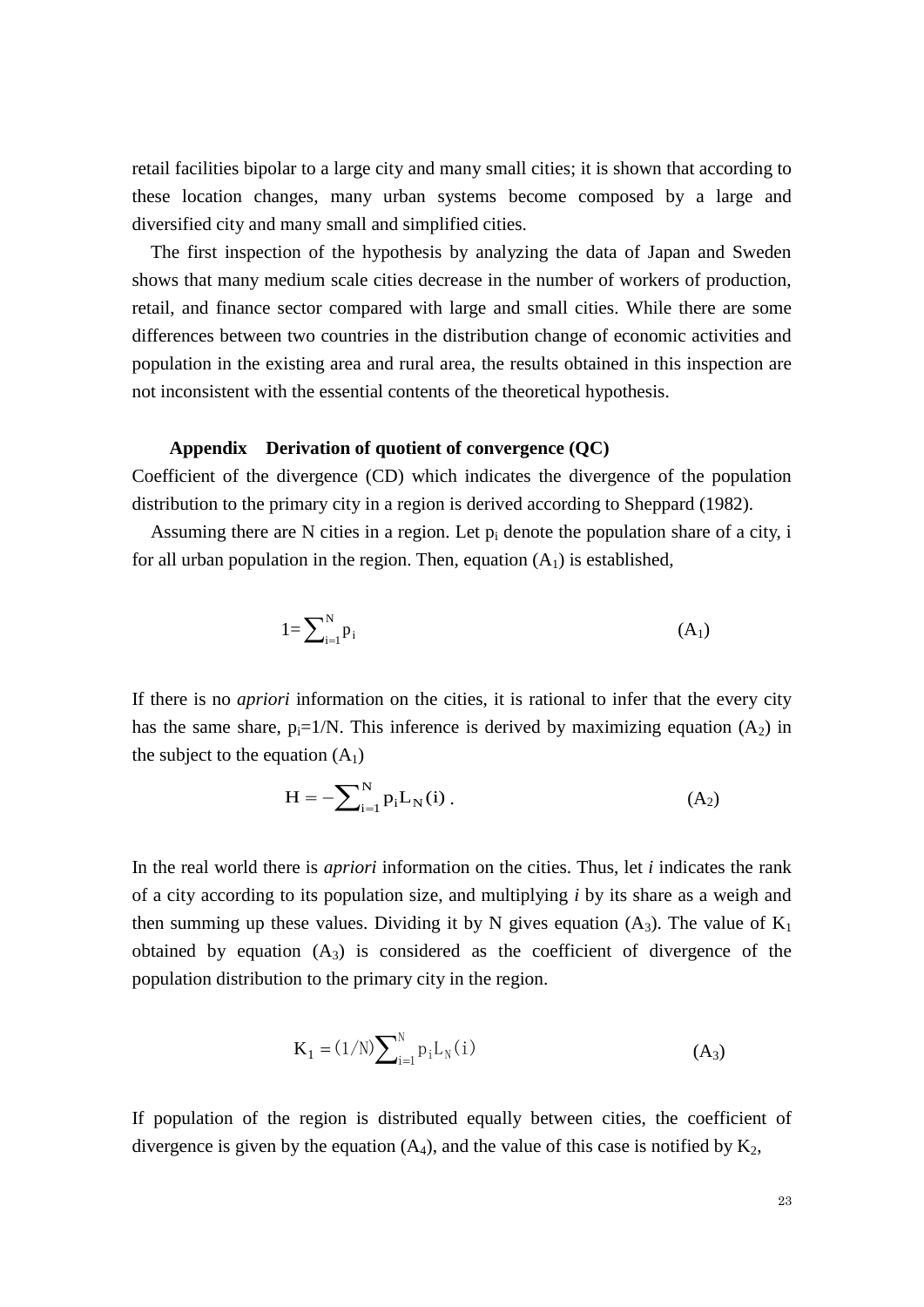retail facilities bipolar to a large city and many small cities; it is shown that according to these location changes, many urban systems become composed by a large and diversified city and many small and simplified cities.

The first inspection of the hypothesis by analyzing the data of Japan and Sweden shows that many medium scale cities decrease in the number of workers of production, retail, and finance sector compared with large and small cities. While there are some differences between two countries in the distribution change of economic activities and population in the existing area and rural area, the results obtained in this inspection are not inconsistent with the essential contents of the theoretical hypothesis.

### Appendix Derivation of quotient of convergence (QC)

Coefficient of the divergence (CD) which indicates the divergence of the population distribution to the primary city in a region is derived according to Sheppard (1982).

Assuming there are N cities in a region. Let $p_i$ denote the population share of a city, i for all urban population in the region. Then, equation ($A_1$) is established,

$$1=\sum_{i=1}^{N} p_i \qquad (A_1)$$

If there is no *apriori* information on the cities, it is rational to infer that the every city has the same share, $p_i=1/N$. This inference is derived by maximizing equation ($A_2$) in the subject to the equation ($A_1$)

$$H=-\sum_{i=1}^{N} p_i L_N(i)\,. \qquad (A_2)$$

In the real world there is *apriori* information on the cities. Thus, let *i* indicates the rank of a city according to its population size, and multiplying *i* by its share as a weigh and then summing up these values. Dividing it by N gives equation ($A_3$). The value of $K_1$ obtained by equation ($A_3$) is considered as the coefficient of divergence of the population distribution to the primary city in the region.

$$K_1=(1/N)\sum_{i=1}^{N} p_i L_N(i) \qquad (A_3)$$

If population of the region is distributed equally between cities, the coefficient of divergence is given by the equation ($A_4$), and the value of this case is notified by $K_2$,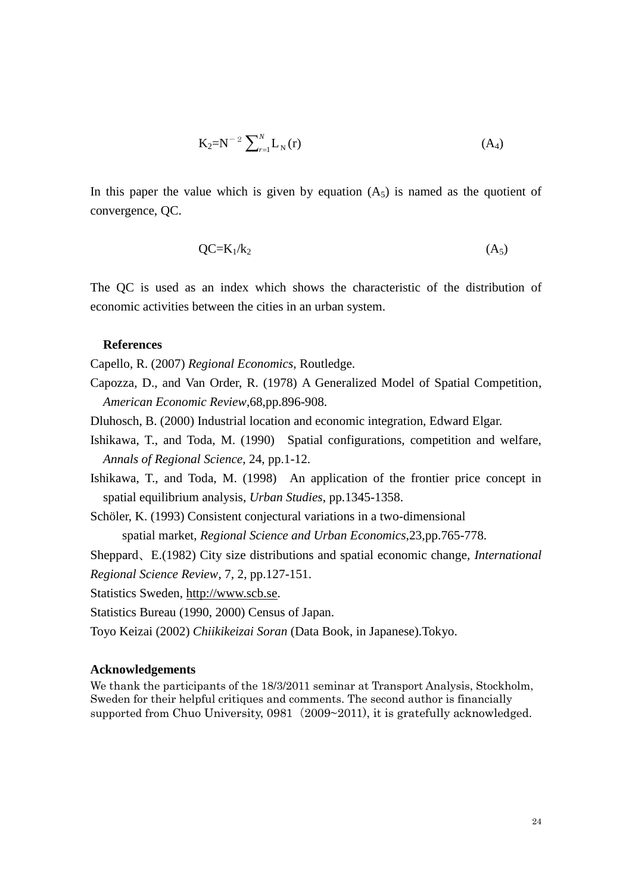$$K_2=N^{-2}\sum_{r=1}^{N}L_N(r) \qquad (A_4)$$

In this paper the value which is given by equation ($A_5$) is named as the quotient of convergence, QC.

$$QC=K_1/k_2 \qquad (A_5)$$

The QC is used as an index which shows the characteristic of the distribution of economic activities between the cities in an urban system.

**References**

Capello, R. (2007) *Regional Economics*, Routledge.

Capozza, D., and Van Order, R. (1978) A Generalized Model of Spatial Competition, *American Economic Review*,68,pp.896-908.

Dluhosch, B. (2000) Industrial location and economic integration, Edward Elgar.

Ishikawa, T., and Toda, M. (1990) Spatial configurations, competition and welfare, *Annals of Regional Science*, 24, pp.1-12.

Ishikawa, T., and Toda, M. (1998) An application of the frontier price concept in spatial equilibrium analysis, *Urban Studies*, pp.1345-1358.

Schöler, K. (1993) Consistent conjectural variations in a two-dimensional spatial market, *Regional Science and Urban Economics*,23,pp.765-778.

Sheppard、E.(1982) City size distributions and spatial economic change, *International Regional Science Review*, 7, 2, pp.127-151.

Statistics Sweden, http://www.scb.se.

Statistics Bureau (1990, 2000) Census of Japan.

Toyo Keizai (2002) *Chiikikeizai Soran* (Data Book, in Japanese).Tokyo.

**Acknowledgements**

We thank the participants of the 18/3/2011 seminar at Transport Analysis, Stockholm, Sweden for their helpful critiques and comments. The second author is financially supported from Chuo University, 0981（2009~2011), it is gratefully acknowledged.